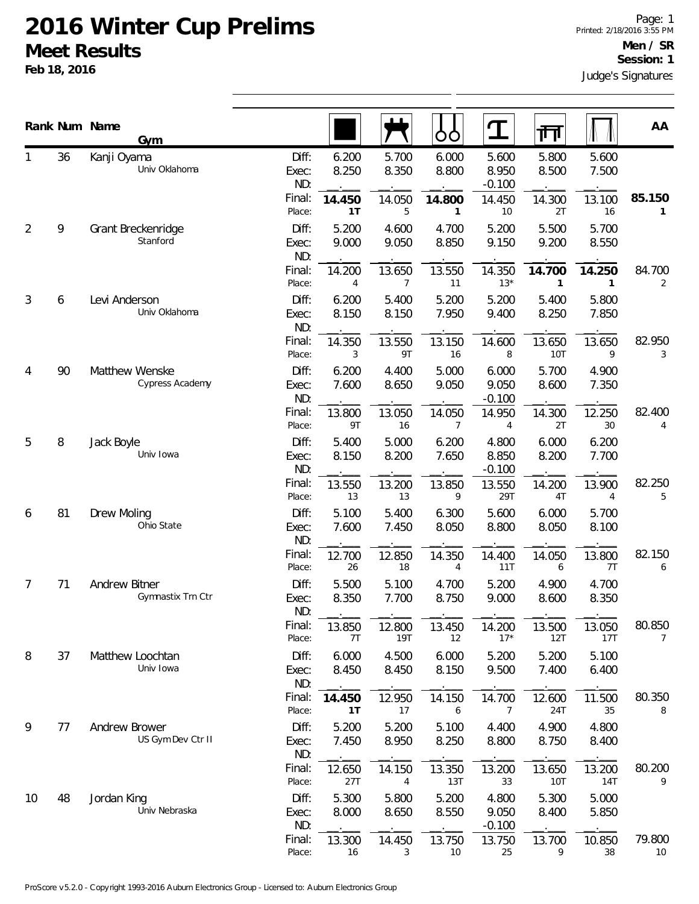# 2016 Winter Cup Prelims

## Meet Results

**Feb 18, 2016**

Page: 1
Printed: 2/18/2016 3:55 PM

**Men / SR**
**Session: 1**

Judge's Signatures

| Rank | Num | Name / Gym | | Floor | Pommel Horse | Rings | Vault | Parallel Bars | High Bar | AA |
|---|---|---|---|---|---|---|---|---|---|---|
| 1 | 36 | Kanji Oyama<br>Univ Oklahoma | Diff: | 6.200 | 5.700 | 6.000 | 5.600 | 5.800 | 5.600 | |
| | | | Exec: | 8.250 | 8.350 | 8.800 | 8.950 | 8.500 | 7.500 | |
| | | | ND: | | | | -0.100 | | | |
| | | | Final: | **14.450** | 14.050 | **14.800** | 14.450 | 14.300 | 13.100 | **85.150** |
| | | | Place: | **1T** | 5 | **1** | 10 | 2T | 16 | 1 |
| 2 | 9 | Grant Breckenridge<br>Stanford | Diff: | 5.200 | 4.600 | 4.700 | 5.200 | 5.500 | 5.700 | |
| | | | Exec: | 9.000 | 9.050 | 8.850 | 9.150 | 9.200 | 8.550 | |
| | | | ND: | | | | | | | |
| | | | Final: | 14.200 | 13.650 | 13.550 | 14.350 | **14.700** | **14.250** | 84.700 |
| | | | Place: | 4 | 7 | 11 | 13* | **1** | **1** | 2 |
| 3 | 6 | Levi Anderson<br>Univ Oklahoma | Diff: | 6.200 | 5.400 | 5.200 | 5.200 | 5.400 | 5.800 | |
| | | | Exec: | 8.150 | 8.150 | 7.950 | 9.400 | 8.250 | 7.850 | |
| | | | ND: | | | | | | | |
| | | | Final: | 14.350 | 13.550 | 13.150 | 14.600 | 13.650 | 13.650 | 82.950 |
| | | | Place: | 3 | 9T | 16 | 8 | 10T | 9 | 3 |
| 4 | 90 | Matthew Wenske<br>Cypress Academy | Diff: | 6.200 | 4.400 | 5.000 | 6.000 | 5.700 | 4.900 | |
| | | | Exec: | 7.600 | 8.650 | 9.050 | 9.050 | 8.600 | 7.350 | |
| | | | ND: | | | | -0.100 | | | |
| | | | Final: | 13.800 | 13.050 | 14.050 | 14.950 | 14.300 | 12.250 | 82.400 |
| | | | Place: | 9T | 16 | 7 | 4 | 2T | 30 | 4 |
| 5 | 8 | Jack Boyle<br>Univ Iowa | Diff: | 5.400 | 5.000 | 6.200 | 4.800 | 6.000 | 6.200 | |
| | | | Exec: | 8.150 | 8.200 | 7.650 | 8.850 | 8.200 | 7.700 | |
| | | | ND: | | | | -0.100 | | | |
| | | | Final: | 13.550 | 13.200 | 13.850 | 13.550 | 14.200 | 13.900 | 82.250 |
| | | | Place: | 13 | 13 | 9 | 29T | 4T | 4 | 5 |
| 6 | 81 | Drew Moling<br>Ohio State | Diff: | 5.100 | 5.400 | 6.300 | 5.600 | 6.000 | 5.700 | |
| | | | Exec: | 7.600 | 7.450 | 8.050 | 8.800 | 8.050 | 8.100 | |
| | | | ND: | | | | | | | |
| | | | Final: | 12.700 | 12.850 | 14.350 | 14.400 | 14.050 | 13.800 | 82.150 |
| | | | Place: | 26 | 18 | 4 | 11T | 6 | 7T | 6 |
| 7 | 71 | Andrew Bitner<br>Gymnastix Trn Ctr | Diff: | 5.500 | 5.100 | 4.700 | 5.200 | 4.900 | 4.700 | |
| | | | Exec: | 8.350 | 7.700 | 8.750 | 9.000 | 8.600 | 8.350 | |
| | | | ND: | | | | | | | |
| | | | Final: | 13.850 | 12.800 | 13.450 | 14.200 | 13.500 | 13.050 | 80.850 |
| | | | Place: | 7T | 19T | 12 | 17* | 12T | 17T | 7 |
| 8 | 37 | Matthew Loochtan<br>Univ Iowa | Diff: | 6.000 | 4.500 | 6.000 | 5.200 | 5.200 | 5.100 | |
| | | | Exec: | 8.450 | 8.450 | 8.150 | 9.500 | 7.400 | 6.400 | |
| | | | ND: | | | | | | | |
| | | | Final: | **14.450** | 12.950 | 14.150 | 14.700 | 12.600 | 11.500 | 80.350 |
| | | | Place: | **1T** | 17 | 6 | 7 | 24T | 35 | 8 |
| 9 | 77 | Andrew Brower<br>US Gym Dev Ctr II | Diff: | 5.200 | 5.200 | 5.100 | 4.400 | 4.900 | 4.800 | |
| | | | Exec: | 7.450 | 8.950 | 8.250 | 8.800 | 8.750 | 8.400 | |
| | | | ND: | | | | | | | |
| | | | Final: | 12.650 | 14.150 | 13.350 | 13.200 | 13.650 | 13.200 | 80.200 |
| | | | Place: | 27T | 4 | 13T | 33 | 10T | 14T | 9 |
| 10 | 48 | Jordan King<br>Univ Nebraska | Diff: | 5.300 | 5.800 | 5.200 | 4.800 | 5.300 | 5.000 | |
| | | | Exec: | 8.000 | 8.650 | 8.550 | 9.050 | 8.400 | 5.850 | |
| | | | ND: | | | | -0.100 | | | |
| | | | Final: | 13.300 | 14.450 | 13.750 | 13.750 | 13.700 | 10.850 | 79.800 |
| | | | Place: | 16 | 3 | 10 | 25 | 9 | 38 | 10 |

ProScore v5.2.0 - Copyright 1993-2016 Auburn Electronics Group - Licensed to: Auburn Electronics Group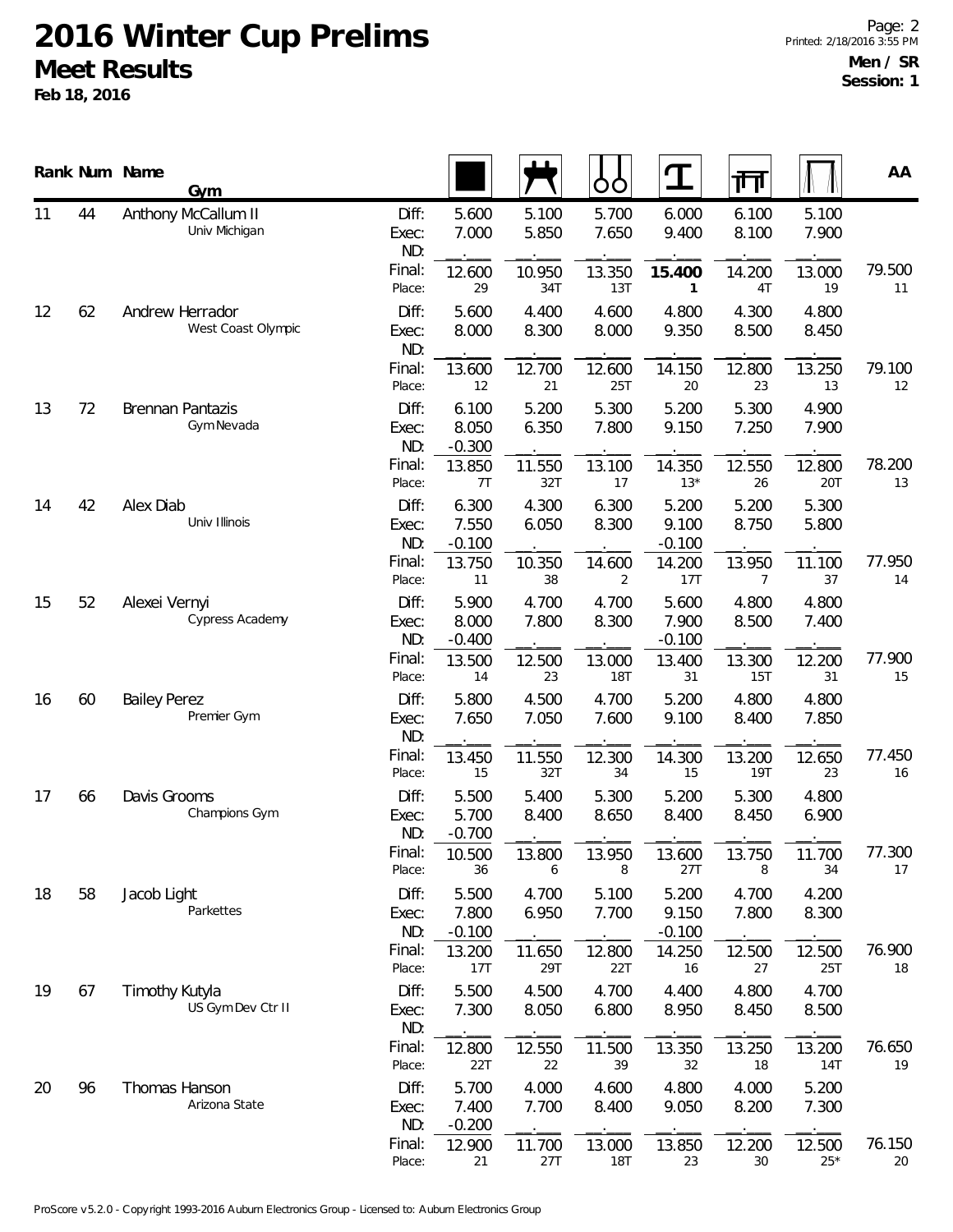# 2016 Winter Cup Prelims

## Meet Results

**Feb 18, 2016**

**Men / SR**
**Session: 1**

| Rank | Num | Name / Gym | | Floor | Pommel Horse | Rings | Vault | Parallel Bars | High Bar | AA |
|---|---|---|---|---|---|---|---|---|---|---|
| 11 | 44 | Anthony McCallum II | Diff: | 5.600 | 5.100 | 5.700 | 6.000 | 6.100 | 5.100 | |
| | | Univ Michigan | Exec: | 7.000 | 5.850 | 7.650 | 9.400 | 8.100 | 7.900 | |
| | | | ND: | | | | | | | |
| | | | Final: | 12.600 | 10.950 | 13.350 | **15.400** | 14.200 | 13.000 | 79.500 |
| | | | Place: | 29 | 34T | 13T | **1** | 4T | 19 | 11 |
| 12 | 62 | Andrew Herrador | Diff: | 5.600 | 4.400 | 4.600 | 4.800 | 4.300 | 4.800 | |
| | | West Coast Olympic | Exec: | 8.000 | 8.300 | 8.000 | 9.350 | 8.500 | 8.450 | |
| | | | ND: | | | | | | | |
| | | | Final: | 13.600 | 12.700 | 12.600 | 14.150 | 12.800 | 13.250 | 79.100 |
| | | | Place: | 12 | 21 | 25T | 20 | 23 | 13 | 12 |
| 13 | 72 | Brennan Pantazis | Diff: | 6.100 | 5.200 | 5.300 | 5.200 | 5.300 | 4.900 | |
| | | Gym Nevada | Exec: | 8.050 | 6.350 | 7.800 | 9.150 | 7.250 | 7.900 | |
| | | | ND: | -0.300 | | | | | | |
| | | | Final: | 13.850 | 11.550 | 13.100 | 14.350 | 12.550 | 12.800 | 78.200 |
| | | | Place: | 7T | 32T | 17 | 13* | 26 | 20T | 13 |
| 14 | 42 | Alex Diab | Diff: | 6.300 | 4.300 | 6.300 | 5.200 | 5.200 | 5.300 | |
| | | Univ Illinois | Exec: | 7.550 | 6.050 | 8.300 | 9.100 | 8.750 | 5.800 | |
| | | | ND: | -0.100 | | | -0.100 | | | |
| | | | Final: | 13.750 | 10.350 | 14.600 | 14.200 | 13.950 | 11.100 | 77.950 |
| | | | Place: | 11 | 38 | 2 | 17T | 7 | 37 | 14 |
| 15 | 52 | Alexei Vernyi | Diff: | 5.900 | 4.700 | 4.700 | 5.600 | 4.800 | 4.800 | |
| | | Cypress Academy | Exec: | 8.000 | 7.800 | 8.300 | 7.900 | 8.500 | 7.400 | |
| | | | ND: | -0.400 | | | -0.100 | | | |
| | | | Final: | 13.500 | 12.500 | 13.000 | 13.400 | 13.300 | 12.200 | 77.900 |
| | | | Place: | 14 | 23 | 18T | 31 | 15T | 31 | 15 |
| 16 | 60 | Bailey Perez | Diff: | 5.800 | 4.500 | 4.700 | 5.200 | 4.800 | 4.800 | |
| | | Premier Gym | Exec: | 7.650 | 7.050 | 7.600 | 9.100 | 8.400 | 7.850 | |
| | | | ND: | | | | | | | |
| | | | Final: | 13.450 | 11.550 | 12.300 | 14.300 | 13.200 | 12.650 | 77.450 |
| | | | Place: | 15 | 32T | 34 | 15 | 19T | 23 | 16 |
| 17 | 66 | Davis Grooms | Diff: | 5.500 | 5.400 | 5.300 | 5.200 | 5.300 | 4.800 | |
| | | Champions Gym | Exec: | 5.700 | 8.400 | 8.650 | 8.400 | 8.450 | 6.900 | |
| | | | ND: | -0.700 | | | | | | |
| | | | Final: | 10.500 | 13.800 | 13.950 | 13.600 | 13.750 | 11.700 | 77.300 |
| | | | Place: | 36 | 6 | 8 | 27T | 8 | 34 | 17 |
| 18 | 58 | Jacob Light | Diff: | 5.500 | 4.700 | 5.100 | 5.200 | 4.700 | 4.200 | |
| | | Parkettes | Exec: | 7.800 | 6.950 | 7.700 | 9.150 | 7.800 | 8.300 | |
| | | | ND: | -0.100 | | | -0.100 | | | |
| | | | Final: | 13.200 | 11.650 | 12.800 | 14.250 | 12.500 | 12.500 | 76.900 |
| | | | Place: | 17T | 29T | 22T | 16 | 27 | 25T | 18 |
| 19 | 67 | Timothy Kutyla | Diff: | 5.500 | 4.500 | 4.700 | 4.400 | 4.800 | 4.700 | |
| | | US Gym Dev Ctr II | Exec: | 7.300 | 8.050 | 6.800 | 8.950 | 8.450 | 8.500 | |
| | | | ND: | | | | | | | |
| | | | Final: | 12.800 | 12.550 | 11.500 | 13.350 | 13.250 | 13.200 | 76.650 |
| | | | Place: | 22T | 22 | 39 | 32 | 18 | 14T | 19 |
| 20 | 96 | Thomas Hanson | Diff: | 5.700 | 4.000 | 4.600 | 4.800 | 4.000 | 5.200 | |
| | | Arizona State | Exec: | 7.400 | 7.700 | 8.400 | 9.050 | 8.200 | 7.300 | |
| | | | ND: | -0.200 | | | | | | |
| | | | Final: | 12.900 | 11.700 | 13.000 | 13.850 | 12.200 | 12.500 | 76.150 |
| | | | Place: | 21 | 27T | 18T | 23 | 30 | 25* | 20 |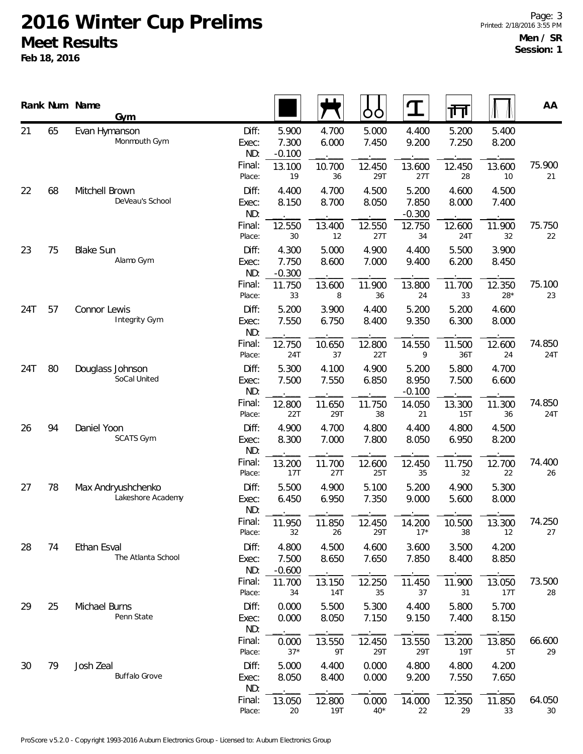# 2016 Winter Cup Prelims

## Meet Results

**Feb 18, 2016**

**Men / SR**
**Session: 1**

| Rank | Num | Name / Gym | | Floor | Pommel Horse | Rings | Vault | Parallel Bars | High Bar | AA |
|---|---|---|---|---|---|---|---|---|---|---|
| 21 | 65 | Evan Hymanson<br>Monmouth Gym | Diff: | 5.900 | 4.700 | 5.000 | 4.400 | 5.200 | 5.400 | |
| | | | Exec: | 7.300 | 6.000 | 7.450 | 9.200 | 7.250 | 8.200 | |
| | | | ND: | -0.100 | | | | | | |
| | | | Final: | 13.100 | 10.700 | 12.450 | 13.600 | 12.450 | 13.600 | 75.900 |
| | | | Place: | 19 | 36 | 29T | 27T | 28 | 10 | 21 |
| 22 | 68 | Mitchell Brown<br>DeVeau's School | Diff: | 4.400 | 4.700 | 4.500 | 5.200 | 4.600 | 4.500 | |
| | | | Exec: | 8.150 | 8.700 | 8.050 | 7.850 | 8.000 | 7.400 | |
| | | | ND: | | | | -0.300 | | | |
| | | | Final: | 12.550 | 13.400 | 12.550 | 12.750 | 12.600 | 11.900 | 75.750 |
| | | | Place: | 30 | 12 | 27T | 34 | 24T | 32 | 22 |
| 23 | 75 | Blake Sun<br>Alamo Gym | Diff: | 4.300 | 5.000 | 4.900 | 4.400 | 5.500 | 3.900 | |
| | | | Exec: | 7.750 | 8.600 | 7.000 | 9.400 | 6.200 | 8.450 | |
| | | | ND: | -0.300 | | | | | | |
| | | | Final: | 11.750 | 13.600 | 11.900 | 13.800 | 11.700 | 12.350 | 75.100 |
| | | | Place: | 33 | 8 | 36 | 24 | 33 | 28* | 23 |
| 24T | 57 | Connor Lewis<br>Integrity Gym | Diff: | 5.200 | 3.900 | 4.400 | 5.200 | 5.200 | 4.600 | |
| | | | Exec: | 7.550 | 6.750 | 8.400 | 9.350 | 6.300 | 8.000 | |
| | | | ND: | | | | | | | |
| | | | Final: | 12.750 | 10.650 | 12.800 | 14.550 | 11.500 | 12.600 | 74.850 |
| | | | Place: | 24T | 37 | 22T | 9 | 36T | 24 | 24T |
| 24T | 80 | Douglass Johnson<br>SoCal United | Diff: | 5.300 | 4.100 | 4.900 | 5.200 | 5.800 | 4.700 | |
| | | | Exec: | 7.500 | 7.550 | 6.850 | 8.950 | 7.500 | 6.600 | |
| | | | ND: | | | | -0.100 | | | |
| | | | Final: | 12.800 | 11.650 | 11.750 | 14.050 | 13.300 | 11.300 | 74.850 |
| | | | Place: | 22T | 29T | 38 | 21 | 15T | 36 | 24T |
| 26 | 94 | Daniel Yoon<br>SCATS Gym | Diff: | 4.900 | 4.700 | 4.800 | 4.400 | 4.800 | 4.500 | |
| | | | Exec: | 8.300 | 7.000 | 7.800 | 8.050 | 6.950 | 8.200 | |
| | | | ND: | | | | | | | |
| | | | Final: | 13.200 | 11.700 | 12.600 | 12.450 | 11.750 | 12.700 | 74.400 |
| | | | Place: | 17T | 27T | 25T | 35 | 32 | 22 | 26 |
| 27 | 78 | Max Andryushchenko<br>Lakeshore Academy | Diff: | 5.500 | 4.900 | 5.100 | 5.200 | 4.900 | 5.300 | |
| | | | Exec: | 6.450 | 6.950 | 7.350 | 9.000 | 5.600 | 8.000 | |
| | | | ND: | | | | | | | |
| | | | Final: | 11.950 | 11.850 | 12.450 | 14.200 | 10.500 | 13.300 | 74.250 |
| | | | Place: | 32 | 26 | 29T | 17* | 38 | 12 | 27 |
| 28 | 74 | Ethan Esval<br>The Atlanta School | Diff: | 4.800 | 4.500 | 4.600 | 3.600 | 3.500 | 4.200 | |
| | | | Exec: | 7.500 | 8.650 | 7.650 | 7.850 | 8.400 | 8.850 | |
| | | | ND: | -0.600 | | | | | | |
| | | | Final: | 11.700 | 13.150 | 12.250 | 11.450 | 11.900 | 13.050 | 73.500 |
| | | | Place: | 34 | 14T | 35 | 37 | 31 | 17T | 28 |
| 29 | 25 | Michael Burns<br>Penn State | Diff: | 0.000 | 5.500 | 5.300 | 4.400 | 5.800 | 5.700 | |
| | | | Exec: | 0.000 | 8.050 | 7.150 | 9.150 | 7.400 | 8.150 | |
| | | | ND: | | | | | | | |
| | | | Final: | 0.000 | 13.550 | 12.450 | 13.550 | 13.200 | 13.850 | 66.600 |
| | | | Place: | 37* | 9T | 29T | 29T | 19T | 5T | 29 |
| 30 | 79 | Josh Zeal<br>Buffalo Grove | Diff: | 5.000 | 4.400 | 0.000 | 4.800 | 4.800 | 4.200 | |
| | | | Exec: | 8.050 | 8.400 | 0.000 | 9.200 | 7.550 | 7.650 | |
| | | | ND: | | | | | | | |
| | | | Final: | 13.050 | 12.800 | 0.000 | 14.000 | 12.350 | 11.850 | 64.050 |
| | | | Place: | 20 | 19T | 40* | 22 | 29 | 33 | 30 |

ProScore v5.2.0 - Copyright 1993-2016 Auburn Electronics Group - Licensed to: Auburn Electronics Group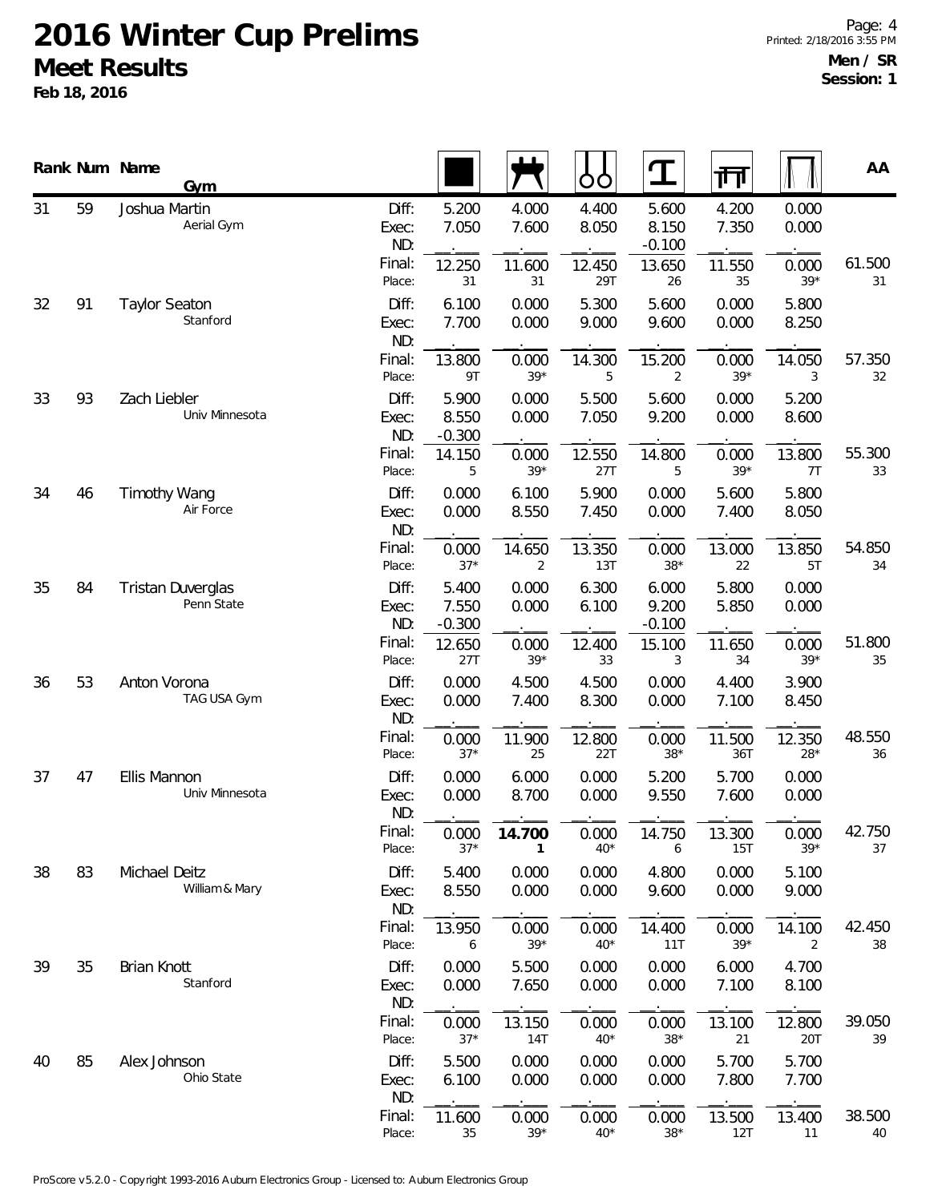# 2016 Winter Cup Prelims

## Meet Results

**Feb 18, 2016**

**Men / SR**
**Session: 1**

| Rank | Num | Name / Gym | | Floor | Pommel Horse | Rings | Vault | Parallel Bars | High Bar | AA |
|---|---|---|---|---|---|---|---|---|---|---|
| 31 | 59 | Joshua Martin<br>Aerial Gym | Diff: | 5.200 | 4.000 | 4.400 | 5.600 | 4.200 | 0.000 | |
| | | | Exec: | 7.050 | 7.600 | 8.050 | 8.150 | 7.350 | 0.000 | |
| | | | ND: | | | | -0.100 | | | |
| | | | Final: | 12.250 | 11.600 | 12.450 | 13.650 | 11.550 | 0.000 | 61.500 |
| | | | Place: | 31 | 31 | 29T | 26 | 35 | 39* | 31 |
| 32 | 91 | Taylor Seaton<br>Stanford | Diff: | 6.100 | 0.000 | 5.300 | 5.600 | 0.000 | 5.800 | |
| | | | Exec: | 7.700 | 0.000 | 9.000 | 9.600 | 0.000 | 8.250 | |
| | | | ND: | | | | | | | |
| | | | Final: | 13.800 | 0.000 | 14.300 | 15.200 | 0.000 | 14.050 | 57.350 |
| | | | Place: | 9T | 39* | 5 | 2 | 39* | 3 | 32 |
| 33 | 93 | Zach Liebler<br>Univ Minnesota | Diff: | 5.900 | 0.000 | 5.500 | 5.600 | 0.000 | 5.200 | |
| | | | Exec: | 8.550 | 0.000 | 7.050 | 9.200 | 0.000 | 8.600 | |
| | | | ND: | -0.300 | | | | | | |
| | | | Final: | 14.150 | 0.000 | 12.550 | 14.800 | 0.000 | 13.800 | 55.300 |
| | | | Place: | 5 | 39* | 27T | 5 | 39* | 7T | 33 |
| 34 | 46 | Timothy Wang<br>Air Force | Diff: | 0.000 | 6.100 | 5.900 | 0.000 | 5.600 | 5.800 | |
| | | | Exec: | 0.000 | 8.550 | 7.450 | 0.000 | 7.400 | 8.050 | |
| | | | ND: | | | | | | | |
| | | | Final: | 0.000 | 14.650 | 13.350 | 0.000 | 13.000 | 13.850 | 54.850 |
| | | | Place: | 37* | 2 | 13T | 38* | 22 | 5T | 34 |
| 35 | 84 | Tristan Duverglas<br>Penn State | Diff: | 5.400 | 0.000 | 6.300 | 6.000 | 5.800 | 0.000 | |
| | | | Exec: | 7.550 | 0.000 | 6.100 | 9.200 | 5.850 | 0.000 | |
| | | | ND: | -0.300 | | | -0.100 | | | |
| | | | Final: | 12.650 | 0.000 | 12.400 | 15.100 | 11.650 | 0.000 | 51.800 |
| | | | Place: | 27T | 39* | 33 | 3 | 34 | 39* | 35 |
| 36 | 53 | Anton Vorona<br>TAG USA Gym | Diff: | 0.000 | 4.500 | 4.500 | 0.000 | 4.400 | 3.900 | |
| | | | Exec: | 0.000 | 7.400 | 8.300 | 0.000 | 7.100 | 8.450 | |
| | | | ND: | | | | | | | |
| | | | Final: | 0.000 | 11.900 | 12.800 | 0.000 | 11.500 | 12.350 | 48.550 |
| | | | Place: | 37* | 25 | 22T | 38* | 36T | 28* | 36 |
| 37 | 47 | Ellis Mannon<br>Univ Minnesota | Diff: | 0.000 | 6.000 | 0.000 | 5.200 | 5.700 | 0.000 | |
| | | | Exec: | 0.000 | 8.700 | 0.000 | 9.550 | 7.600 | 0.000 | |
| | | | ND: | | | | | | | |
| | | | Final: | 0.000 | **14.700** | 0.000 | 14.750 | 13.300 | 0.000 | 42.750 |
| | | | Place: | 37* | **1** | 40* | 6 | 15T | 39* | 37 |
| 38 | 83 | Michael Deitz<br>William & Mary | Diff: | 5.400 | 0.000 | 0.000 | 4.800 | 0.000 | 5.100 | |
| | | | Exec: | 8.550 | 0.000 | 0.000 | 9.600 | 0.000 | 9.000 | |
| | | | ND: | | | | | | | |
| | | | Final: | 13.950 | 0.000 | 0.000 | 14.400 | 0.000 | 14.100 | 42.450 |
| | | | Place: | 6 | 39* | 40* | 11T | 39* | 2 | 38 |
| 39 | 35 | Brian Knott<br>Stanford | Diff: | 0.000 | 5.500 | 0.000 | 0.000 | 6.000 | 4.700 | |
| | | | Exec: | 0.000 | 7.650 | 0.000 | 0.000 | 7.100 | 8.100 | |
| | | | ND: | | | | | | | |
| | | | Final: | 0.000 | 13.150 | 0.000 | 0.000 | 13.100 | 12.800 | 39.050 |
| | | | Place: | 37* | 14T | 40* | 38* | 21 | 20T | 39 |
| 40 | 85 | Alex Johnson<br>Ohio State | Diff: | 5.500 | 0.000 | 0.000 | 0.000 | 5.700 | 5.700 | |
| | | | Exec: | 6.100 | 0.000 | 0.000 | 0.000 | 7.800 | 7.700 | |
| | | | ND: | | | | | | | |
| | | | Final: | 11.600 | 0.000 | 0.000 | 0.000 | 13.500 | 13.400 | 38.500 |
| | | | Place: | 35 | 39* | 40* | 38* | 12T | 11 | 40 |

ProScore v5.2.0 - Copyright 1993-2016 Auburn Electronics Group - Licensed to: Auburn Electronics Group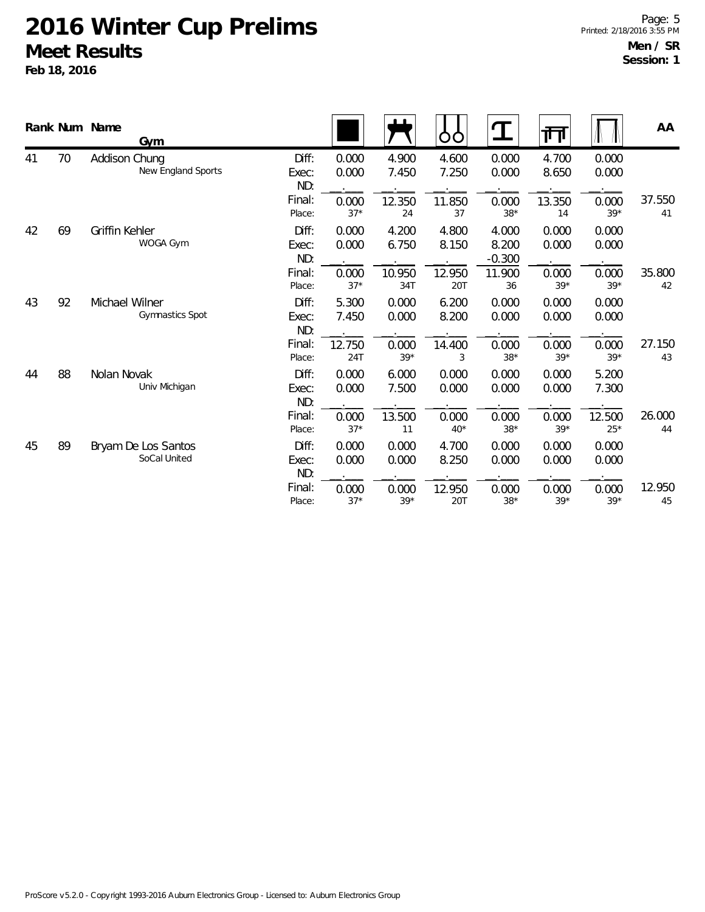# 2016 Winter Cup Prelims

## Meet Results

**Feb 18, 2016**

**Men / SR**
**Session: 1**

| Rank | Num | Name / Gym | | Floor | Pommel Horse | Rings | Vault | Parallel Bars | High Bar | AA |
|---|---|---|---|---|---|---|---|---|---|---|
| 41 | 70 | Addison Chung | Diff: | 0.000 | 4.900 | 4.600 | 0.000 | 4.700 | 0.000 | |
| | | New England Sports | Exec: | 0.000 | 7.450 | 7.250 | 0.000 | 8.650 | 0.000 | |
| | | | ND: | | | | | | | |
| | | | Final: | 0.000 | 12.350 | 11.850 | 0.000 | 13.350 | 0.000 | 37.550 |
| | | | Place: | 37* | 24 | 37 | 38* | 14 | 39* | 41 |
| 42 | 69 | Griffin Kehler | Diff: | 0.000 | 4.200 | 4.800 | 4.000 | 0.000 | 0.000 | |
| | | WOGA Gym | Exec: | 0.000 | 6.750 | 8.150 | 8.200 | 0.000 | 0.000 | |
| | | | ND: | | | | -0.300 | | | |
| | | | Final: | 0.000 | 10.950 | 12.950 | 11.900 | 0.000 | 0.000 | 35.800 |
| | | | Place: | 37* | 34T | 20T | 36 | 39* | 39* | 42 |
| 43 | 92 | Michael Wilner | Diff: | 5.300 | 0.000 | 6.200 | 0.000 | 0.000 | 0.000 | |
| | | Gymnastics Spot | Exec: | 7.450 | 0.000 | 8.200 | 0.000 | 0.000 | 0.000 | |
| | | | ND: | | | | | | | |
| | | | Final: | 12.750 | 0.000 | 14.400 | 0.000 | 0.000 | 0.000 | 27.150 |
| | | | Place: | 24T | 39* | 3 | 38* | 39* | 39* | 43 |
| 44 | 88 | Nolan Novak | Diff: | 0.000 | 6.000 | 0.000 | 0.000 | 0.000 | 5.200 | |
| | | Univ Michigan | Exec: | 0.000 | 7.500 | 0.000 | 0.000 | 0.000 | 7.300 | |
| | | | ND: | | | | | | | |
| | | | Final: | 0.000 | 13.500 | 0.000 | 0.000 | 0.000 | 12.500 | 26.000 |
| | | | Place: | 37* | 11 | 40* | 38* | 39* | 25* | 44 |
| 45 | 89 | Bryam De Los Santos | Diff: | 0.000 | 0.000 | 4.700 | 0.000 | 0.000 | 0.000 | |
| | | SoCal United | Exec: | 0.000 | 0.000 | 8.250 | 0.000 | 0.000 | 0.000 | |
| | | | ND: | | | | | | | |
| | | | Final: | 0.000 | 0.000 | 12.950 | 0.000 | 0.000 | 0.000 | 12.950 |
| | | | Place: | 37* | 39* | 20T | 38* | 39* | 39* | 45 |

ProScore v5.2.0 - Copyright 1993-2016 Auburn Electronics Group - Licensed to: Auburn Electronics Group